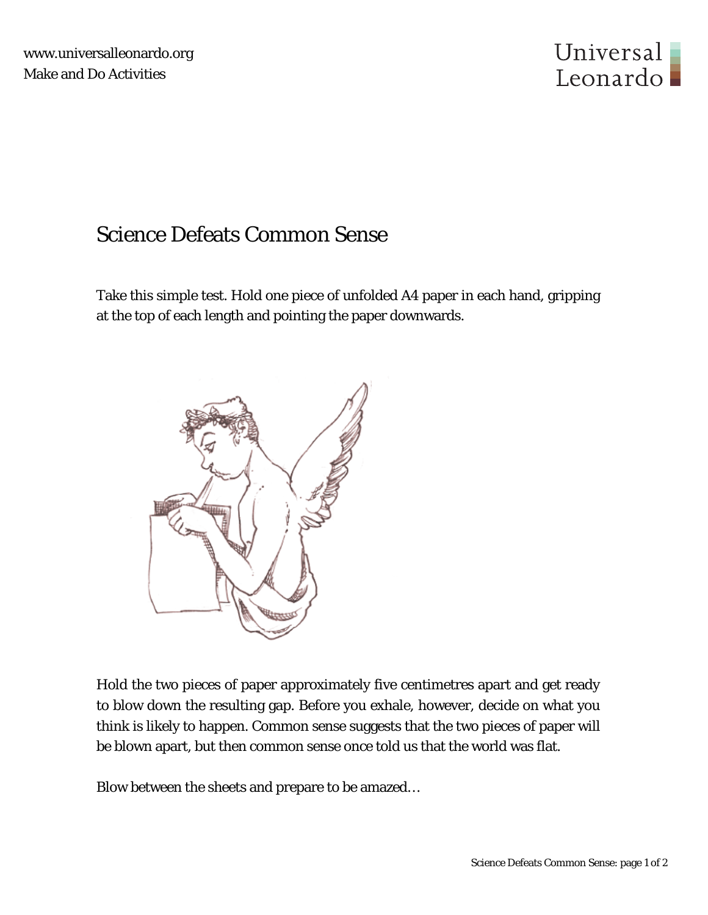# Science Defeats Common Sense

Take this simple test. Hold one piece of unfolded A4 paper in each hand, gripping at the top of each length and pointing the paper downwards.

Hold the two pieces of paper approximately five centimetres apart and get ready to blow down the resulting gap. Before you exhale, however, decide on what you think is likely to happen. Common sense suggests that the two pieces of paper will be blown apart, but then common sense once told us that the world was flat.

Blow between the sheets and prepare to be amazed…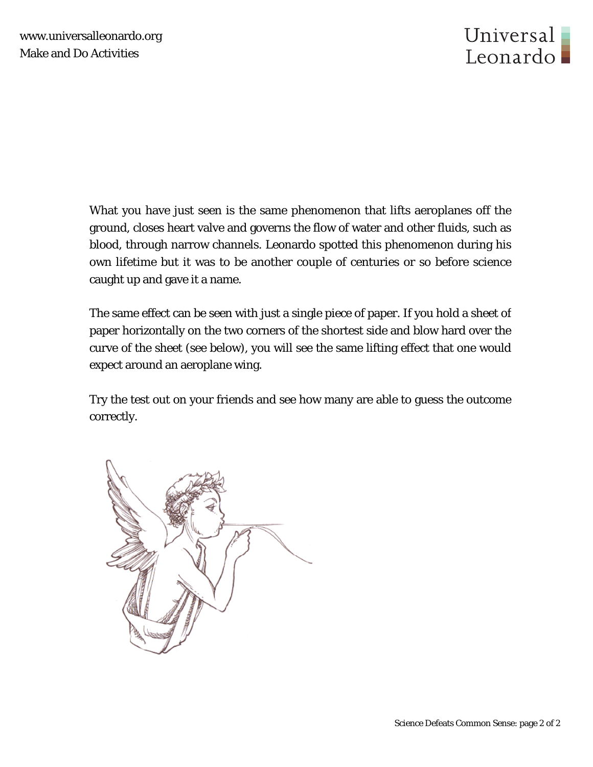What you have just seen is the same phenomenon that lifts aeroplanes off the ground, closes heart valve and governs the flow of water and other fluids, such as blood, through narrow channels. Leonardo spotted this phenomenon during his own lifetime but it was to be another couple of centuries or so before science caught up and gave it a name.

The same effect can be seen with just a single piece of paper. If you hold a sheet of paper horizontally on the two corners of the shortest side and blow hard over the curve of the sheet (see below), you will see the same lifting effect that one would expect around an aeroplane wing.

Try the test out on your friends and see how many are able to guess the outcome correctly.